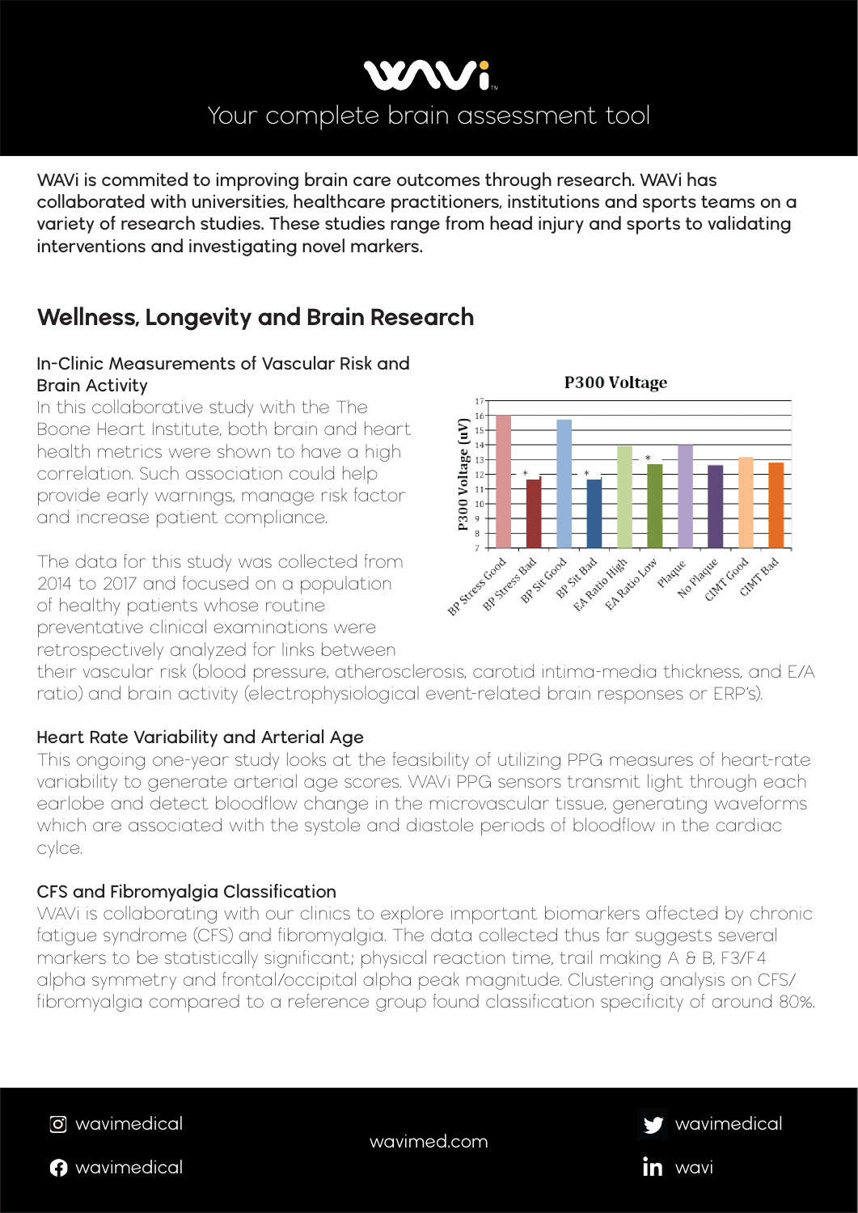# WAVi

Your complete brain assessment tool

WAVi is commited to improving brain care outcomes through research. WAVi has collaborated with universities, healthcare practitioners, institutions and sports teams on a variety of research studies. These studies range from head injury and sports to validating interventions and investigating novel markers.

## Wellness, Longevity and Brain Research

### In-Clinic Measurements of Vascular Risk and Brain Activity

In this collaborative study with the The Boone Heart Institute, both brain and heart health metrics were shown to have a high correlation. Such association could help provide early warnings, manage risk factor and increase patient compliance.

The data for this study was collected from 2014 to 2017 and focused on a population of healthy patients whose routine preventative clinical examinations were retrospectively analyzed for links between their vascular risk (blood pressure, atherosclerosis, carotid intima-media thickness, and E/A ratio) and brain activity (electrophysiological event-related brain responses or ERP's).

### Heart Rate Variability and Arterial Age

This ongoing one-year study looks at the feasibility of utilizing PPG measures of heart-rate variability to generate arterial age scores. WAVi PPG sensors transmit light through each earlobe and detect bloodflow change in the microvascular tissue, generating waveforms which are associated with the systole and diastole periods of bloodflow in the cardiac cylce.

### CFS and Fibromyalgia Classification

WAVi is collaborating with our clinics to explore important biomarkers affected by chronic fatigue syndrome (CFS) and fibromyalgia. The data collected thus far suggests several markers to be statistically significant; physical reaction time, trail making A & B, F3/F4 alpha symmetry and frontal/occipital alpha peak magnitude. Clustering analysis on CFS/fibromyalgia compared to a reference group found classification specificity of around 80%.

wavimedical

wavimedical

wavimed.com

wavimedical

wavi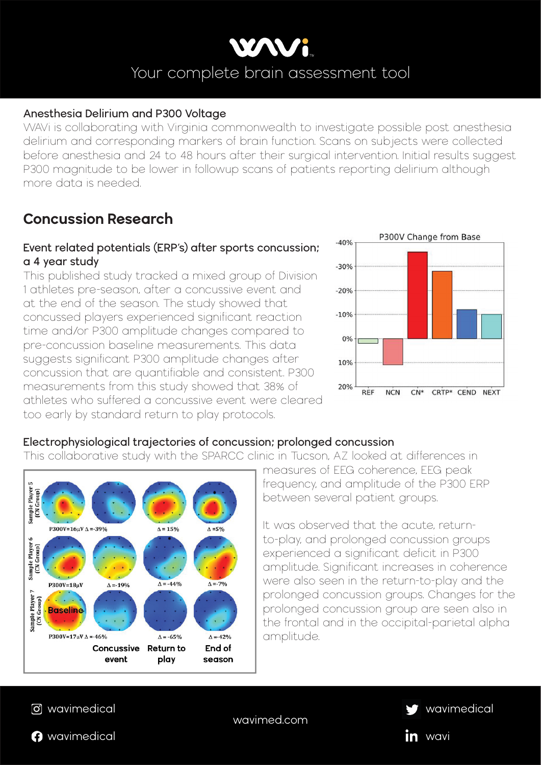# WAVi

Your complete brain assessment tool

### Anesthesia Delirium and P300 Voltage

WAVi is collaborating with Virginia commonwealth to investigate possible post anesthesia delirium and corresponding markers of brain function. Scans on subjects were collected before anesthesia and 24 to 48 hours after their surgical intervention. Initial results suggest P300 magnitude to be lower in followup scans of patients reporting delirium although more data is needed.

## Concussion Research

### Event related potentials (ERP's) after sports concussion; a 4 year study

This published study tracked a mixed group of Division 1 athletes pre-season, after a concussive event and at the end of the season. The study showed that concussed players experienced significant reaction time and/or P300 amplitude changes compared to pre-concussion baseline measurements. This data suggests significant P300 amplitude changes after concussion that are quantifiable and consistent. P300 measurements from this study showed that 38% of athletes who suffered a concussive event were cleared too early by standard return to play protocols.

### Electrophysiological trajectories of concussion; prolonged concussion

This collaborative study with the SPARCC clinic in Tucson, AZ looked at differences in measures of EEG coherence, EEG peak frequency, and amplitude of the P300 ERP between several patient groups.

It was observed that the acute, return-to-play, and prolonged concussion groups experienced a significant deficit in P300 amplitude. Significant increases in coherence were also seen in the return-to-play and the prolonged concussion groups. Changes for the prolonged concussion group are seen also in the frontal and in the occipital-parietal alpha amplitude.

wavimedical | wavimed.com | wavimedical | wavimedical | wavi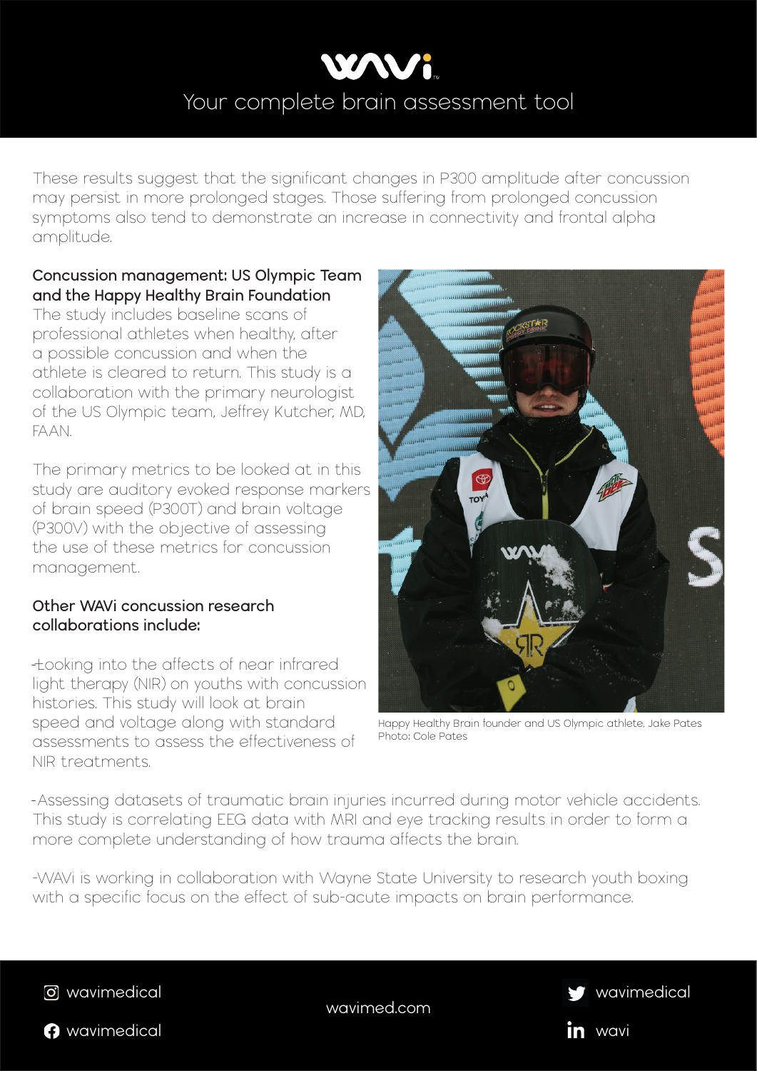# WAVi

Your complete brain assessment tool

These results suggest that the significant changes in P300 amplitude after concussion may persist in more prolonged stages. Those suffering from prolonged concussion symptoms also tend to demonstrate an increase in connectivity and frontal alpha amplitude.

### Concussion management: US Olympic Team and the Happy Healthy Brain Foundation

The study includes baseline scans of professional athletes when healthy, after a possible concussion and when the athlete is cleared to return. This study is a collaboration with the primary neurologist of the US Olympic team, Jeffrey Kutcher, MD, FAAN.

The primary metrics to be looked at in this study are auditory evoked response markers of brain speed (P300T) and brain voltage (P300V) with the objective of assessing the use of these metrics for concussion management.

Happy Healthy Brain founder and US Olympic athlete, Jake Pates
Photo: Cole Pates

### Other WAVi concussion research collaborations include:

-Looking into the affects of near infrared light therapy (NIR) on youths with concussion histories. This study will look at brain speed and voltage along with standard assessments to assess the effectiveness of NIR treatments.

-Assessing datasets of traumatic brain injuries incurred during motor vehicle accidents. This study is correlating EEG data with MRI and eye tracking results in order to form a more complete understanding of how trauma affects the brain.

-WAVi is working in collaboration with Wayne State University to research youth boxing with a specific focus on the effect of sub-acute impacts on brain performance.

wavimedical | wavimedical | wavimed.com | wavimedical | wavi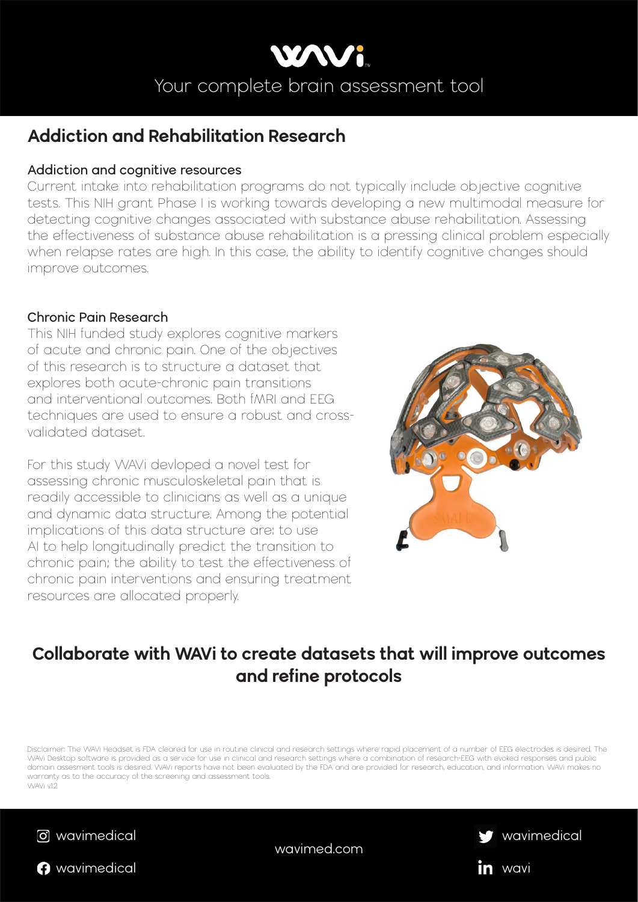# WAVi™

Your complete brain assessment tool

## Addiction and Rehabilitation Research

### Addiction and cognitive resources

Current intake into rehabilitation programs do not typically include objective cognitive tests. This NIH grant Phase I is working towards developing a new multimodal measure for detecting cognitive changes associated with substance abuse rehabilitation. Assessing the effectiveness of substance abuse rehabilitation is a pressing clinical problem especially when relapse rates are high. In this case, the ability to identify cognitive changes should improve outcomes.

### Chronic Pain Research

This NIH funded study explores cognitive markers of acute and chronic pain. One of the objectives of this research is to structure a dataset that explores both acute-chronic pain transitions and interventional outcomes. Both fMRI and EEG techniques are used to ensure a robust and cross-validated dataset.

For this study WAVi devloped a novel test for assessing chronic musculoskeletal pain that is readily accessible to clinicians as well as a unique and dynamic data structure. Among the potential implications of this data structure are; to use AI to help longitudinally predict the transition to chronic pain; the ability to test the effectiveness of chronic pain interventions and ensuring treatment resources are allocated properly.

## Collaborate with WAVi to create datasets that will improve outcomes and refine protocols

Disclaimer: The WAVi Headset is FDA cleared for use in routine clinical and research settings where rapid placement of a number of EEG electrodes is desired. The WAVi Desktop software is provided as a service for use in clinical and research settings where a combination of research-EEG with evoked responses and public domain assesment tools is desired. WAVi reports have not been evaluated by the FDA and are provided for research, education, and information. WAVi makes no warranty as to the accuracy of the screening and assessment tools.
WAVi v1.2

wavimedical (Instagram)
wavimedical (Facebook)
wavimed.com
wavimedical (Twitter)
wavi (LinkedIn)